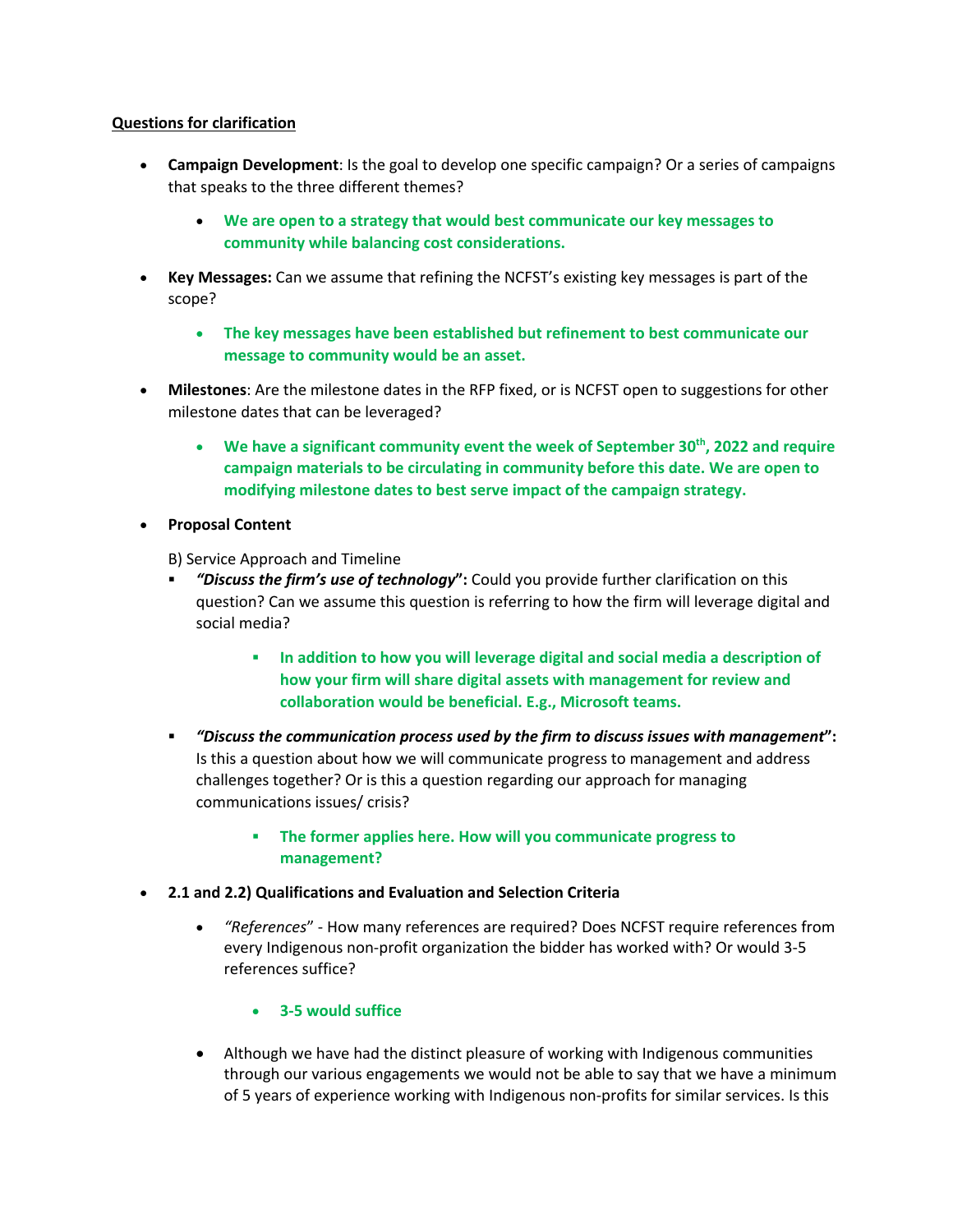**Questions for clarification**

- **Campaign Development**: Is the goal to develop one specific campaign? Or a series of campaigns that speaks to the three different themes?
  - **We are open to a strategy that would best communicate our key messages to community while balancing cost considerations.**
- **Key Messages:** Can we assume that refining the NCFST's existing key messages is part of the scope?
  - **The key messages have been established but refinement to best communicate our message to community would be an asset.**
- **Milestones**: Are the milestone dates in the RFP fixed, or is NCFST open to suggestions for other milestone dates that can be leveraged?
  - **We have a significant community event the week of September 30th, 2022 and require campaign materials to be circulating in community before this date. We are open to modifying milestone dates to best serve impact of the campaign strategy.**
- **Proposal Content**

  B) Service Approach and Timeline

  - ***"Discuss the firm's use of technology"*:** Could you provide further clarification on this question? Can we assume this question is referring to how the firm will leverage digital and social media?
    - **In addition to how you will leverage digital and social media a description of how your firm will share digital assets with management for review and collaboration would be beneficial. E.g., Microsoft teams.**
  - ***"Discuss the communication process used by the firm to discuss issues with management"*:** Is this a question about how we will communicate progress to management and address challenges together? Or is this a question regarding our approach for managing communications issues/ crisis?
    - **The former applies here. How will you communicate progress to management?**
- **2.1 and 2.2) Qualifications and Evaluation and Selection Criteria**
  - *"References"* - How many references are required? Does NCFST require references from every Indigenous non-profit organization the bidder has worked with? Or would 3-5 references suffice?
    - **3-5 would suffice**
  - Although we have had the distinct pleasure of working with Indigenous communities through our various engagements we would not be able to say that we have a minimum of 5 years of experience working with Indigenous non-profits for similar services. Is this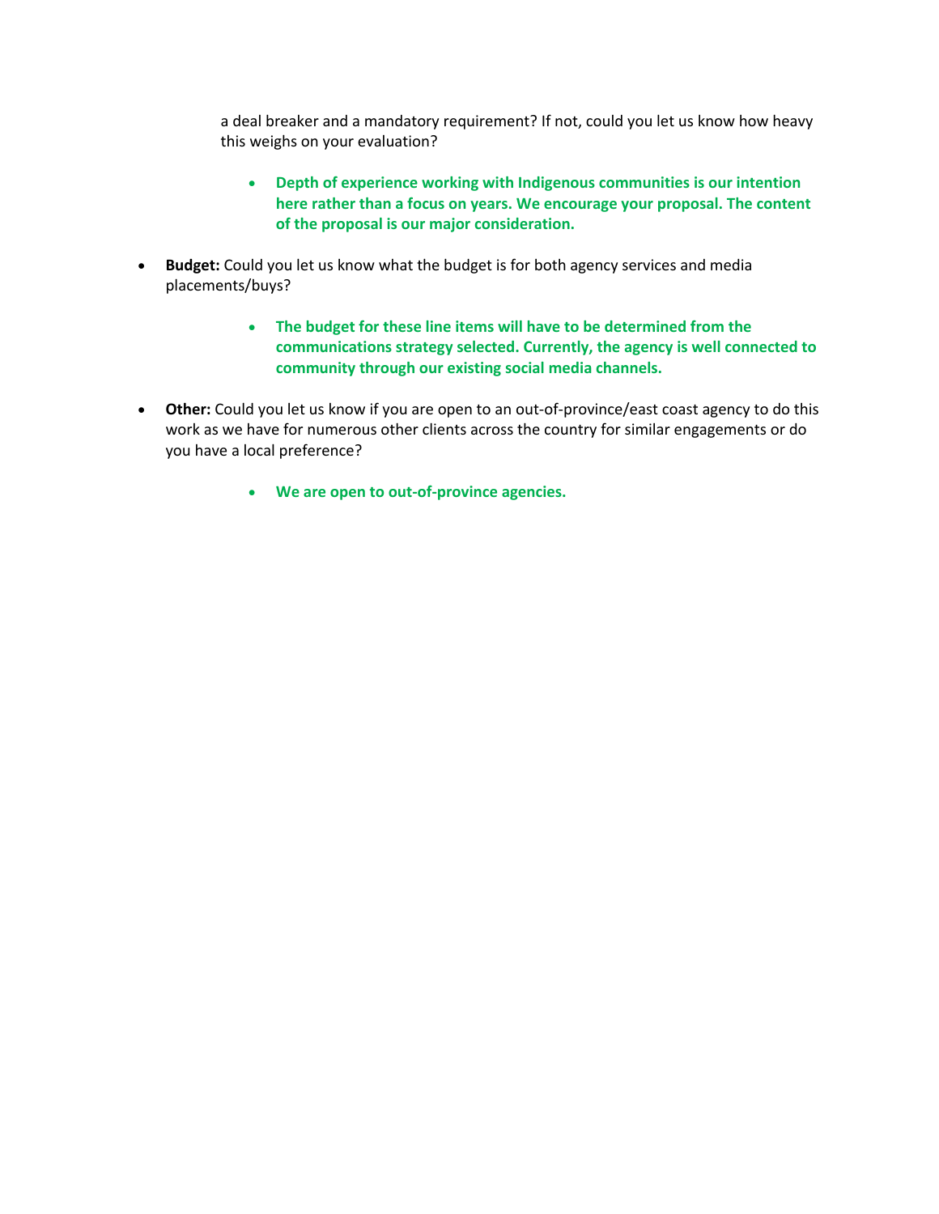a deal breaker and a mandatory requirement? If not, could you let us know how heavy this weighs on your evaluation?

  - **Depth of experience working with Indigenous communities is our intention here rather than a focus on years. We encourage your proposal. The content of the proposal is our major consideration.**

- **Budget:** Could you let us know what the budget is for both agency services and media placements/buys?

  - **The budget for these line items will have to be determined from the communications strategy selected. Currently, the agency is well connected to community through our existing social media channels.**

- **Other:** Could you let us know if you are open to an out-of-province/east coast agency to do this work as we have for numerous other clients across the country for similar engagements or do you have a local preference?

  - **We are open to out-of-province agencies.**